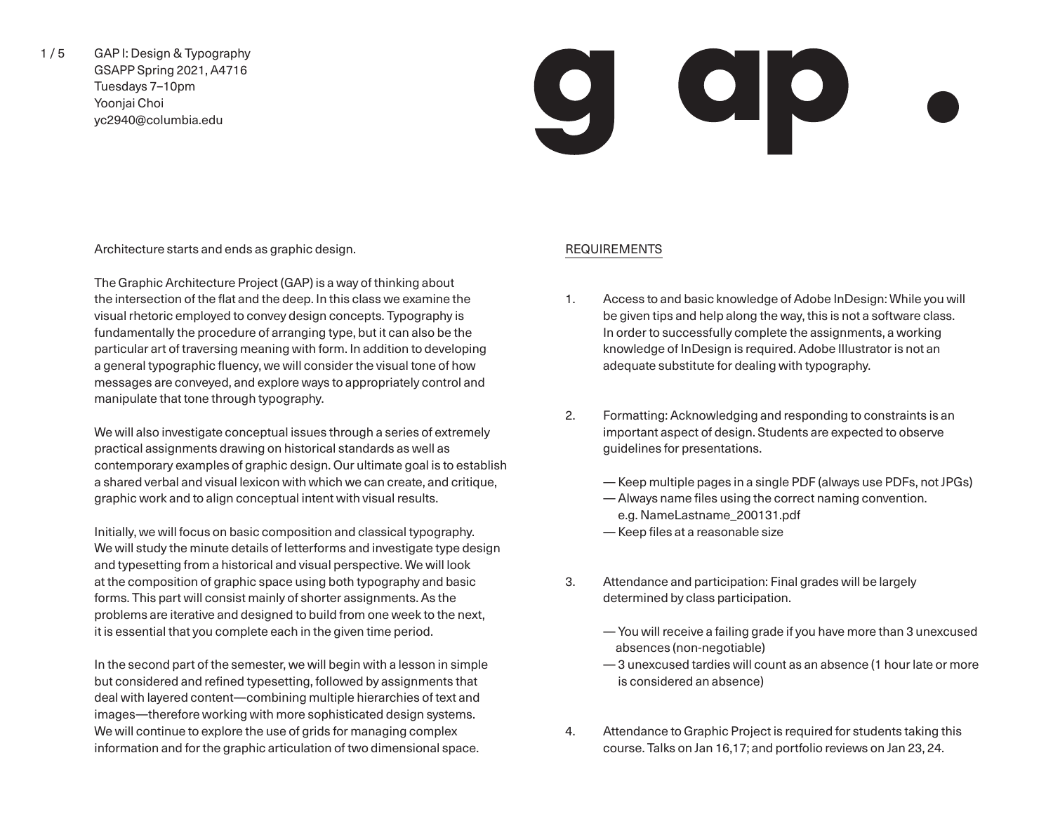GAP I: Design & Typography
GSAPP Spring 2021, A4716
Tuesdays 7–10pm
Yoonjai Choi
yc2940@columbia.edu

# g ap .

Architecture starts and ends as graphic design.

The Graphic Architecture Project (GAP) is a way of thinking about the intersection of the flat and the deep. In this class we examine the visual rhetoric employed to convey design concepts. Typography is fundamentally the procedure of arranging type, but it can also be the particular art of traversing meaning with form. In addition to developing a general typographic fluency, we will consider the visual tone of how messages are conveyed, and explore ways to appropriately control and manipulate that tone through typography.

We will also investigate conceptual issues through a series of extremely practical assignments drawing on historical standards as well as contemporary examples of graphic design. Our ultimate goal is to establish a shared verbal and visual lexicon with which we can create, and critique, graphic work and to align conceptual intent with visual results.

Initially, we will focus on basic composition and classical typography. We will study the minute details of letterforms and investigate type design and typesetting from a historical and visual perspective. We will look at the composition of graphic space using both typography and basic forms. This part will consist mainly of shorter assignments. As the problems are iterative and designed to build from one week to the next, it is essential that you complete each in the given time period.

In the second part of the semester, we will begin with a lesson in simple but considered and refined typesetting, followed by assignments that deal with layered content—combining multiple hierarchies of text and images—therefore working with more sophisticated design systems. We will continue to explore the use of grids for managing complex information and for the graphic articulation of two dimensional space.

## REQUIREMENTS

1. Access to and basic knowledge of Adobe InDesign: While you will be given tips and help along the way, this is not a software class. In order to successfully complete the assignments, a working knowledge of InDesign is required. Adobe Illustrator is not an adequate substitute for dealing with typography.

2. Formatting: Acknowledging and responding to constraints is an important aspect of design. Students are expected to observe guidelines for presentations.

   — Keep multiple pages in a single PDF (always use PDFs, not JPGs)
   — Always name files using the correct naming convention.
   e.g. NameLastname_200131.pdf
   — Keep files at a reasonable size

3. Attendance and participation: Final grades will be largely determined by class participation.

   — You will receive a failing grade if you have more than 3 unexcused absences (non-negotiable)
   — 3 unexcused tardies will count as an absence (1 hour late or more is considered an absence)

4. Attendance to Graphic Project is required for students taking this course. Talks on Jan 16,17; and portfolio reviews on Jan 23, 24.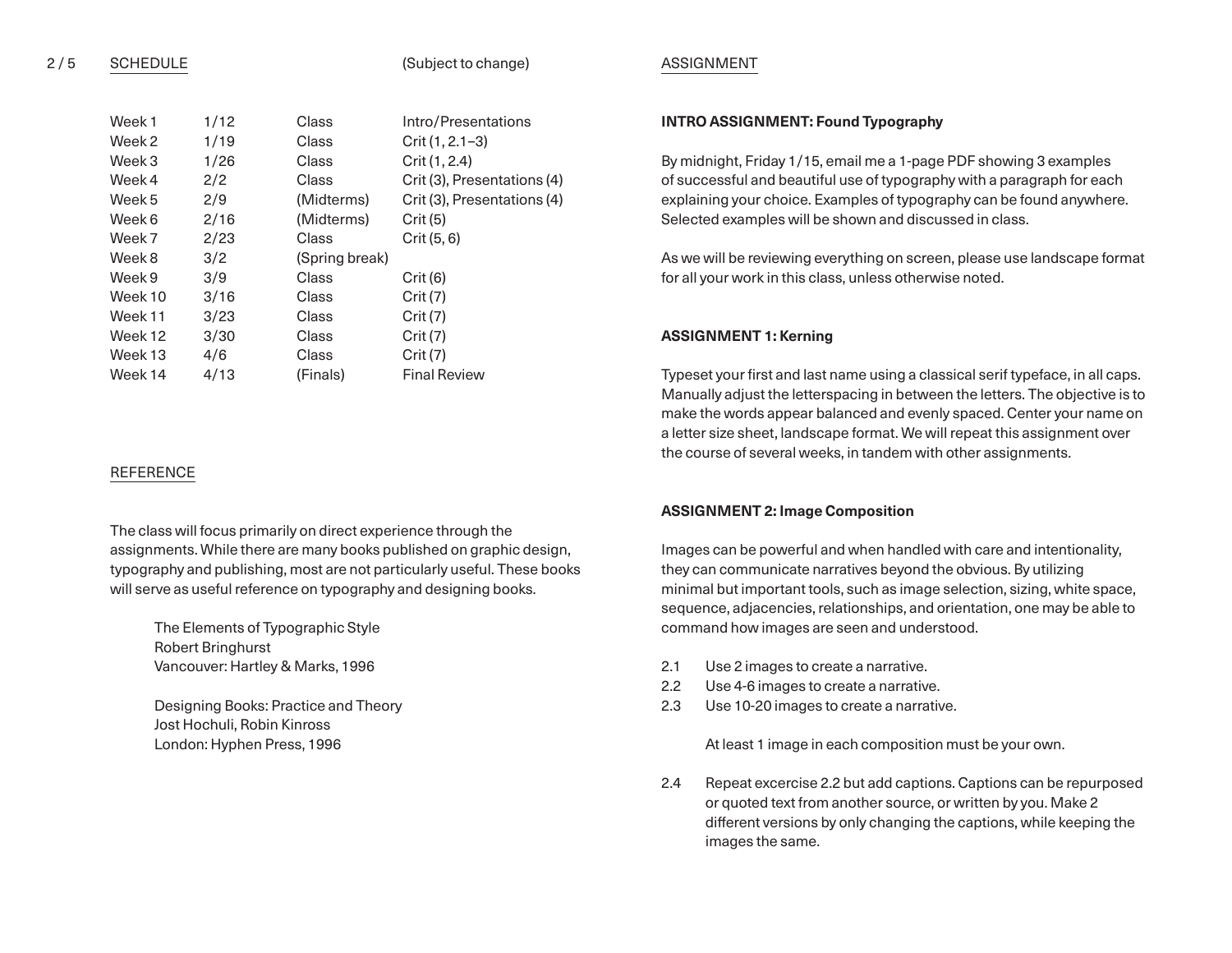## SCHEDULE

(Subject to change)

| | | | |
|---|---|---|---|
| Week 1 | 1/12 | Class | Intro/Presentations |
| Week 2 | 1/19 | Class | Crit (1, 2.1–3) |
| Week 3 | 1/26 | Class | Crit (1, 2.4) |
| Week 4 | 2/2 | Class | Crit (3), Presentations (4) |
| Week 5 | 2/9 | (Midterms) | Crit (3), Presentations (4) |
| Week 6 | 2/16 | (Midterms) | Crit (5) |
| Week 7 | 2/23 | Class | Crit (5, 6) |
| Week 8 | 3/2 | (Spring break) | |
| Week 9 | 3/9 | Class | Crit (6) |
| Week 10 | 3/16 | Class | Crit (7) |
| Week 11 | 3/23 | Class | Crit (7) |
| Week 12 | 3/30 | Class | Crit (7) |
| Week 13 | 4/6 | Class | Crit (7) |
| Week 14 | 4/13 | (Finals) | Final Review |

## REFERENCE

The class will focus primarily on direct experience through the assignments. While there are many books published on graphic design, typography and publishing, most are not particularly useful. These books will serve as useful reference on typography and designing books.

> The Elements of Typographic Style
> Robert Bringhurst
> Vancouver: Hartley & Marks, 1996
>
> Designing Books: Practice and Theory
> Jost Hochuli, Robin Kinross
> London: Hyphen Press, 1996

## ASSIGNMENT

**INTRO ASSIGNMENT: Found Typography**

By midnight, Friday 1/15, email me a 1-page PDF showing 3 examples of successful and beautiful use of typography with a paragraph for each explaining your choice. Examples of typography can be found anywhere. Selected examples will be shown and discussed in class.

As we will be reviewing everything on screen, please use landscape format for all your work in this class, unless otherwise noted.

**ASSIGNMENT 1: Kerning**

Typeset your first and last name using a classical serif typeface, in all caps. Manually adjust the letterspacing in between the letters. The objective is to make the words appear balanced and evenly spaced. Center your name on a letter size sheet, landscape format. We will repeat this assignment over the course of several weeks, in tandem with other assignments.

**ASSIGNMENT 2: Image Composition**

Images can be powerful and when handled with care and intentionality, they can communicate narratives beyond the obvious. By utilizing minimal but important tools, such as image selection, sizing, white space, sequence, adjacencies, relationships, and orientation, one may be able to command how images are seen and understood.

2.1 Use 2 images to create a narrative.
2.2 Use 4-6 images to create a narrative.
2.3 Use 10-20 images to create a narrative.

At least 1 image in each composition must be your own.

2.4 Repeat excercise 2.2 but add captions. Captions can be repurposed or quoted text from another source, or written by you. Make 2 different versions by only changing the captions, while keeping the images the same.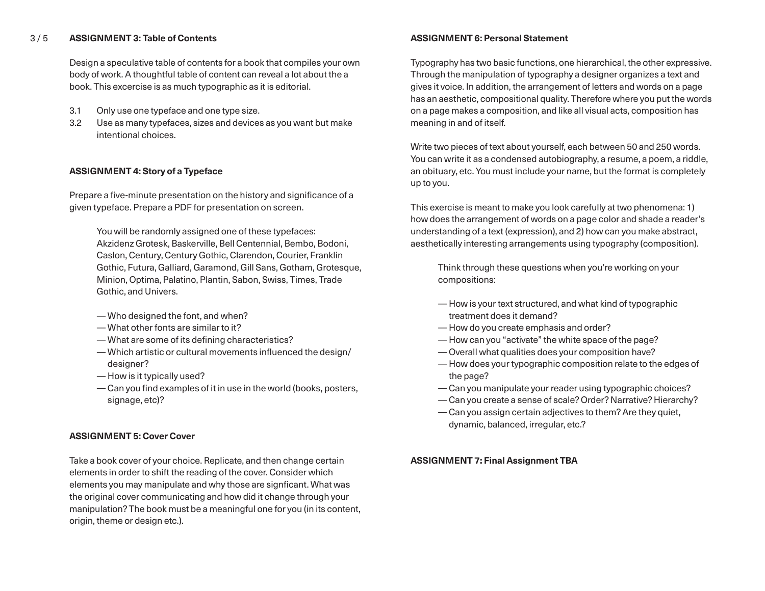**ASSIGNMENT 3: Table of Contents**

Design a speculative table of contents for a book that compiles your own body of work. A thoughtful table of content can reveal a lot about the a book. This excercise is as much typographic as it is editorial.

3.1 Only use one typeface and one type size.
3.2 Use as many typefaces, sizes and devices as you want but make intentional choices.

**ASSIGNMENT 4: Story of a Typeface**

Prepare a five-minute presentation on the history and significance of a given typeface. Prepare a PDF for presentation on screen.

> You will be randomly assigned one of these typefaces: Akzidenz Grotesk, Baskerville, Bell Centennial, Bembo, Bodoni, Caslon, Century, Century Gothic, Clarendon, Courier, Franklin Gothic, Futura, Galliard, Garamond, Gill Sans, Gotham, Grotesque, Minion, Optima, Palatino, Plantin, Sabon, Swiss, Times, Trade Gothic, and Univers.
>
> — Who designed the font, and when?
> — What other fonts are similar to it?
> — What are some of its defining characteristics?
> — Which artistic or cultural movements influenced the design/designer?
> — How is it typically used?
> — Can you find examples of it in use in the world (books, posters, signage, etc)?

**ASSIGNMENT 5: Cover Cover**

Take a book cover of your choice. Replicate, and then change certain elements in order to shift the reading of the cover. Consider which elements you may manipulate and why those are signficant. What was the original cover communicating and how did it change through your manipulation? The book must be a meaningful one for you (in its content, origin, theme or design etc.).

**ASSIGNMENT 6: Personal Statement**

Typography has two basic functions, one hierarchical, the other expressive. Through the manipulation of typography a designer organizes a text and gives it voice. In addition, the arrangement of letters and words on a page has an aesthetic, compositional quality. Therefore where you put the words on a page makes a composition, and like all visual acts, composition has meaning in and of itself.

Write two pieces of text about yourself, each between 50 and 250 words. You can write it as a condensed autobiography, a resume, a poem, a riddle, an obituary, etc. You must include your name, but the format is completely up to you.

This exercise is meant to make you look carefully at two phenomena: 1) how does the arrangement of words on a page color and shade a reader's understanding of a text (expression), and 2) how can you make abstract, aesthetically interesting arrangements using typography (composition).

> Think through these questions when you're working on your compositions:
>
> — How is your text structured, and what kind of typographic treatment does it demand?
> — How do you create emphasis and order?
> — How can you "activate" the white space of the page?
> — Overall what qualities does your composition have?
> — How does your typographic composition relate to the edges of the page?
> — Can you manipulate your reader using typographic choices?
> — Can you create a sense of scale? Order? Narrative? Hierarchy?
> — Can you assign certain adjectives to them? Are they quiet, dynamic, balanced, irregular, etc.?

**ASSIGNMENT 7: Final Assignment TBA**